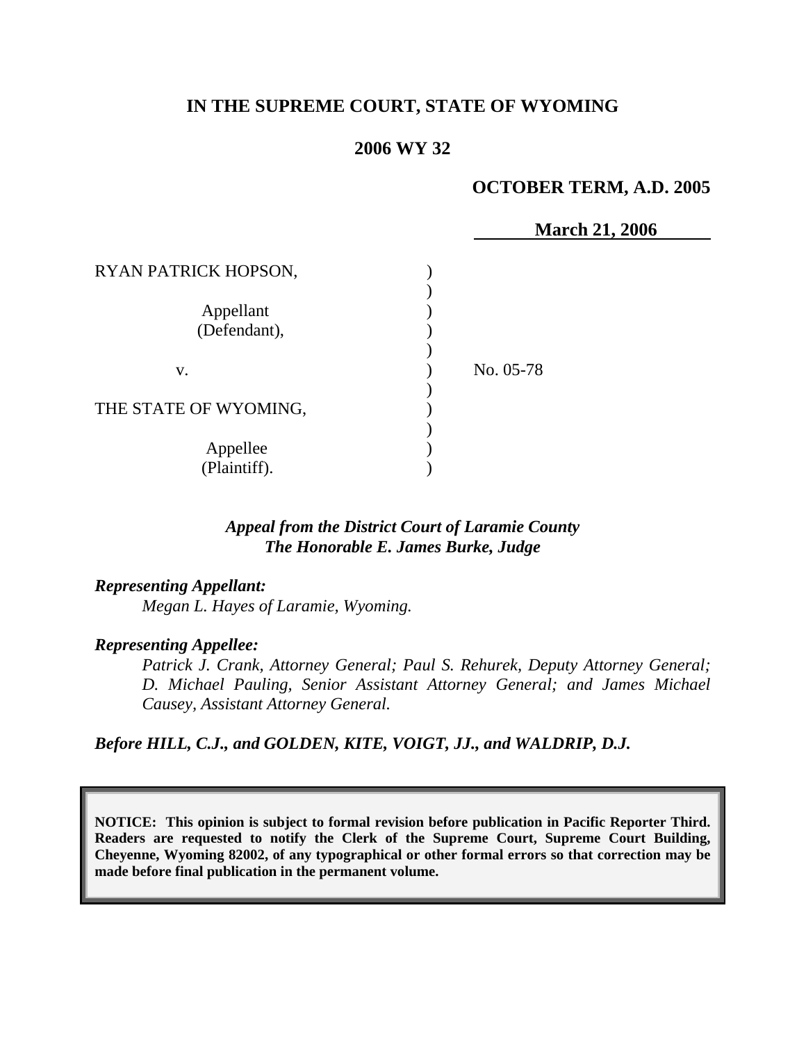**IN THE SUPREME COURT, STATE OF WYOMING**

**2006 WY 32**

**OCTOBER TERM, A.D. 2005**

**March 21, 2006**

| | | |
|---|---|---|
| RYAN PATRICK HOPSON,<br><br>Appellant<br>(Defendant),<br><br>v.<br><br>THE STATE OF WYOMING,<br><br>Appellee<br>(Plaintiff). | ) | No. 05-78 |

***Appeal from the District Court of Laramie County***
***The Honorable E. James Burke, Judge***

***Representing Appellant:***
*Megan L. Hayes of Laramie, Wyoming.*

***Representing Appellee:***
*Patrick J. Crank, Attorney General; Paul S. Rehurek, Deputy Attorney General; D. Michael Pauling, Senior Assistant Attorney General; and James Michael Causey, Assistant Attorney General.*

***Before HILL, C.J., and GOLDEN, KITE, VOIGT, JJ., and WALDRIP, D.J.***

**NOTICE: This opinion is subject to formal revision before publication in Pacific Reporter Third. Readers are requested to notify the Clerk of the Supreme Court, Supreme Court Building, Cheyenne, Wyoming 82002, of any typographical or other formal errors so that correction may be made before final publication in the permanent volume.**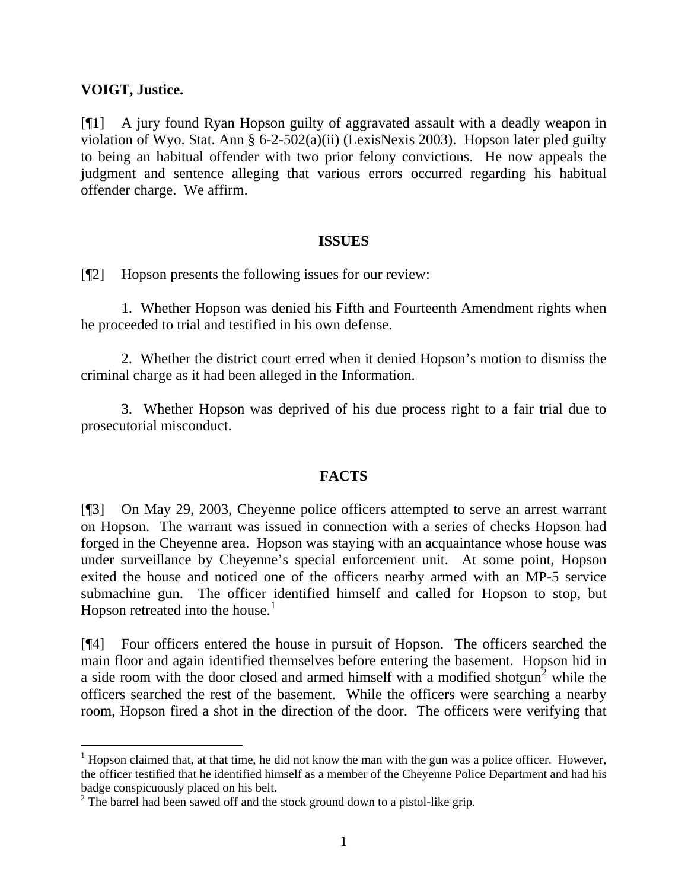**VOIGT, Justice.**

[¶1] A jury found Ryan Hopson guilty of aggravated assault with a deadly weapon in violation of Wyo. Stat. Ann § 6-2-502(a)(ii) (LexisNexis 2003). Hopson later pled guilty to being an habitual offender with two prior felony convictions. He now appeals the judgment and sentence alleging that various errors occurred regarding his habitual offender charge. We affirm.

**ISSUES**

[¶2] Hopson presents the following issues for our review:

1. Whether Hopson was denied his Fifth and Fourteenth Amendment rights when he proceeded to trial and testified in his own defense.

2. Whether the district court erred when it denied Hopson's motion to dismiss the criminal charge as it had been alleged in the Information.

3. Whether Hopson was deprived of his due process right to a fair trial due to prosecutorial misconduct.

**FACTS**

[¶3] On May 29, 2003, Cheyenne police officers attempted to serve an arrest warrant on Hopson. The warrant was issued in connection with a series of checks Hopson had forged in the Cheyenne area. Hopson was staying with an acquaintance whose house was under surveillance by Cheyenne's special enforcement unit. At some point, Hopson exited the house and noticed one of the officers nearby armed with an MP-5 service submachine gun. The officer identified himself and called for Hopson to stop, but Hopson retreated into the house.[1]

[¶4] Four officers entered the house in pursuit of Hopson. The officers searched the main floor and again identified themselves before entering the basement. Hopson hid in a side room with the door closed and armed himself with a modified shotgun[2] while the officers searched the rest of the basement. While the officers were searching a nearby room, Hopson fired a shot in the direction of the door. The officers were verifying that

---

[1] Hopson claimed that, at that time, he did not know the man with the gun was a police officer. However, the officer testified that he identified himself as a member of the Cheyenne Police Department and had his badge conspicuously placed on his belt.

[2] The barrel had been sawed off and the stock ground down to a pistol-like grip.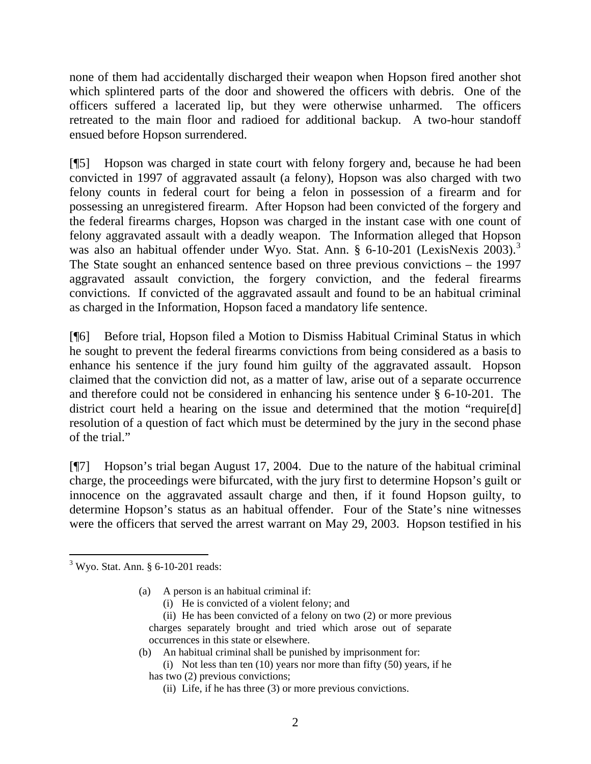none of them had accidentally discharged their weapon when Hopson fired another shot which splintered parts of the door and showered the officers with debris. One of the officers suffered a lacerated lip, but they were otherwise unharmed. The officers retreated to the main floor and radioed for additional backup. A two-hour standoff ensued before Hopson surrendered.

[¶5] Hopson was charged in state court with felony forgery and, because he had been convicted in 1997 of aggravated assault (a felony), Hopson was also charged with two felony counts in federal court for being a felon in possession of a firearm and for possessing an unregistered firearm. After Hopson had been convicted of the forgery and the federal firearms charges, Hopson was charged in the instant case with one count of felony aggravated assault with a deadly weapon. The Information alleged that Hopson was also an habitual offender under Wyo. Stat. Ann. § 6-10-201 (LexisNexis 2003).[3] The State sought an enhanced sentence based on three previous convictions – the 1997 aggravated assault conviction, the forgery conviction, and the federal firearms convictions. If convicted of the aggravated assault and found to be an habitual criminal as charged in the Information, Hopson faced a mandatory life sentence.

[¶6] Before trial, Hopson filed a Motion to Dismiss Habitual Criminal Status in which he sought to prevent the federal firearms convictions from being considered as a basis to enhance his sentence if the jury found him guilty of the aggravated assault. Hopson claimed that the conviction did not, as a matter of law, arise out of a separate occurrence and therefore could not be considered in enhancing his sentence under § 6-10-201. The district court held a hearing on the issue and determined that the motion "require[d] resolution of a question of fact which must be determined by the jury in the second phase of the trial."

[¶7] Hopson's trial began August 17, 2004. Due to the nature of the habitual criminal charge, the proceedings were bifurcated, with the jury first to determine Hopson's guilt or innocence on the aggravated assault charge and then, if it found Hopson guilty, to determine Hopson's status as an habitual offender. Four of the State's nine witnesses were the officers that served the arrest warrant on May 29, 2003. Hopson testified in his

---

[3] Wyo. Stat. Ann. § 6-10-201 reads:

> (a) A person is an habitual criminal if:
>
> (i) He is convicted of a violent felony; and
>
> (ii) He has been convicted of a felony on two (2) or more previous charges separately brought and tried which arose out of separate occurrences in this state or elsewhere.
>
> (b) An habitual criminal shall be punished by imprisonment for:
>
> (i) Not less than ten (10) years nor more than fifty (50) years, if he has two (2) previous convictions;
>
> (ii) Life, if he has three (3) or more previous convictions.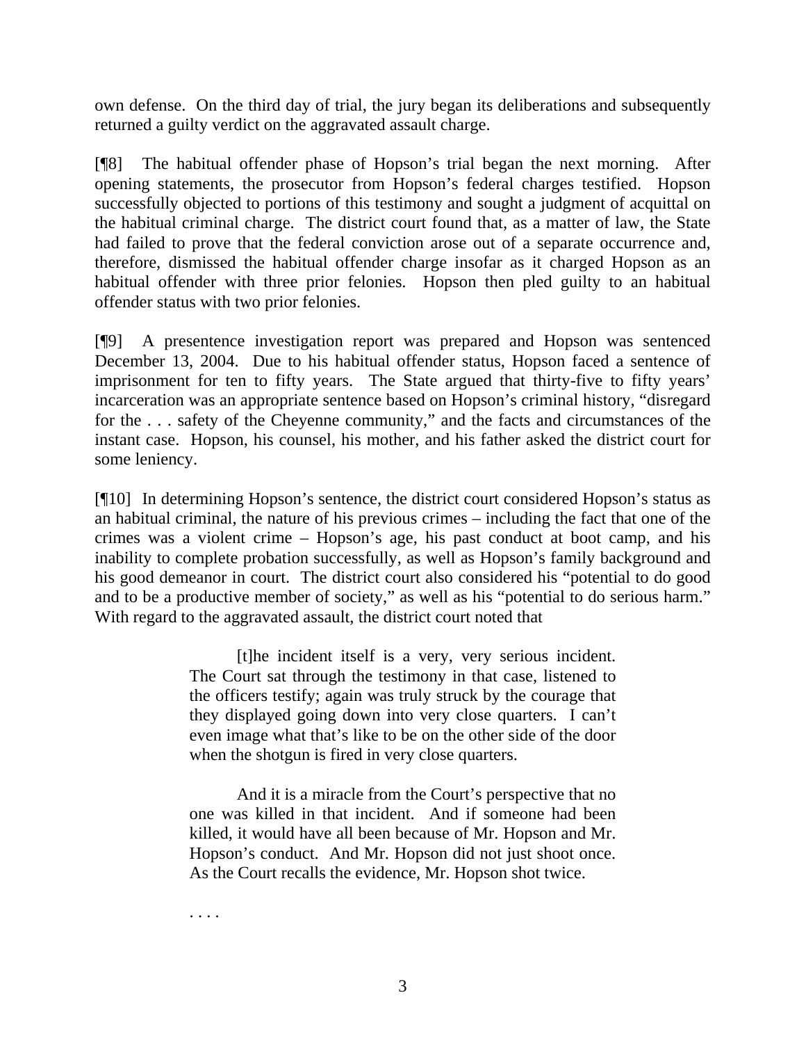own defense. On the third day of trial, the jury began its deliberations and subsequently returned a guilty verdict on the aggravated assault charge.

[¶8] The habitual offender phase of Hopson's trial began the next morning. After opening statements, the prosecutor from Hopson's federal charges testified. Hopson successfully objected to portions of this testimony and sought a judgment of acquittal on the habitual criminal charge. The district court found that, as a matter of law, the State had failed to prove that the federal conviction arose out of a separate occurrence and, therefore, dismissed the habitual offender charge insofar as it charged Hopson as an habitual offender with three prior felonies. Hopson then pled guilty to an habitual offender status with two prior felonies.

[¶9] A presentence investigation report was prepared and Hopson was sentenced December 13, 2004. Due to his habitual offender status, Hopson faced a sentence of imprisonment for ten to fifty years. The State argued that thirty-five to fifty years' incarceration was an appropriate sentence based on Hopson's criminal history, "disregard for the . . . safety of the Cheyenne community," and the facts and circumstances of the instant case. Hopson, his counsel, his mother, and his father asked the district court for some leniency.

[¶10] In determining Hopson's sentence, the district court considered Hopson's status as an habitual criminal, the nature of his previous crimes – including the fact that one of the crimes was a violent crime – Hopson's age, his past conduct at boot camp, and his inability to complete probation successfully, as well as Hopson's family background and his good demeanor in court. The district court also considered his "potential to do good and to be a productive member of society," as well as his "potential to do serious harm." With regard to the aggravated assault, the district court noted that

> [t]he incident itself is a very, very serious incident. The Court sat through the testimony in that case, listened to the officers testify; again was truly struck by the courage that they displayed going down into very close quarters. I can't even image what that's like to be on the other side of the door when the shotgun is fired in very close quarters.
>
> And it is a miracle from the Court's perspective that no one was killed in that incident. And if someone had been killed, it would have all been because of Mr. Hopson and Mr. Hopson's conduct. And Mr. Hopson did not just shoot once. As the Court recalls the evidence, Mr. Hopson shot twice.
>
> . . . .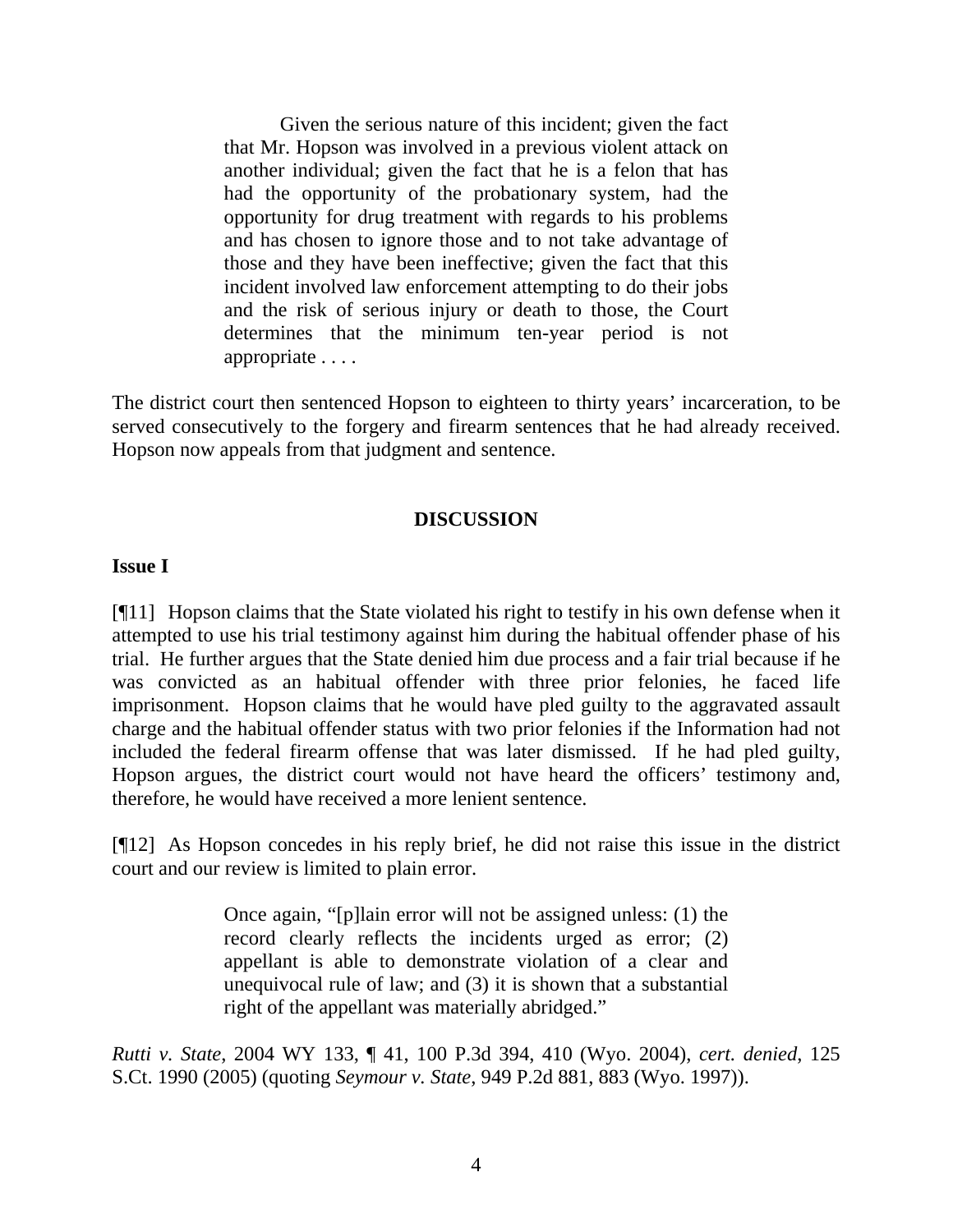> Given the serious nature of this incident; given the fact that Mr. Hopson was involved in a previous violent attack on another individual; given the fact that he is a felon that has had the opportunity of the probationary system, had the opportunity for drug treatment with regards to his problems and has chosen to ignore those and to not take advantage of those and they have been ineffective; given the fact that this incident involved law enforcement attempting to do their jobs and the risk of serious injury or death to those, the Court determines that the minimum ten-year period is not appropriate . . . .

The district court then sentenced Hopson to eighteen to thirty years' incarceration, to be served consecutively to the forgery and firearm sentences that he had already received. Hopson now appeals from that judgment and sentence.

## DISCUSSION

### Issue I

[¶11] Hopson claims that the State violated his right to testify in his own defense when it attempted to use his trial testimony against him during the habitual offender phase of his trial. He further argues that the State denied him due process and a fair trial because if he was convicted as an habitual offender with three prior felonies, he faced life imprisonment. Hopson claims that he would have pled guilty to the aggravated assault charge and the habitual offender status with two prior felonies if the Information had not included the federal firearm offense that was later dismissed. If he had pled guilty, Hopson argues, the district court would not have heard the officers' testimony and, therefore, he would have received a more lenient sentence.

[¶12] As Hopson concedes in his reply brief, he did not raise this issue in the district court and our review is limited to plain error.

> Once again, "[p]lain error will not be assigned unless: (1) the record clearly reflects the incidents urged as error; (2) appellant is able to demonstrate violation of a clear and unequivocal rule of law; and (3) it is shown that a substantial right of the appellant was materially abridged."

*Rutti v. State*, 2004 WY 133, ¶ 41, 100 P.3d 394, 410 (Wyo. 2004), *cert. denied*, 125 S.Ct. 1990 (2005) (quoting *Seymour v. State*, 949 P.2d 881, 883 (Wyo. 1997)).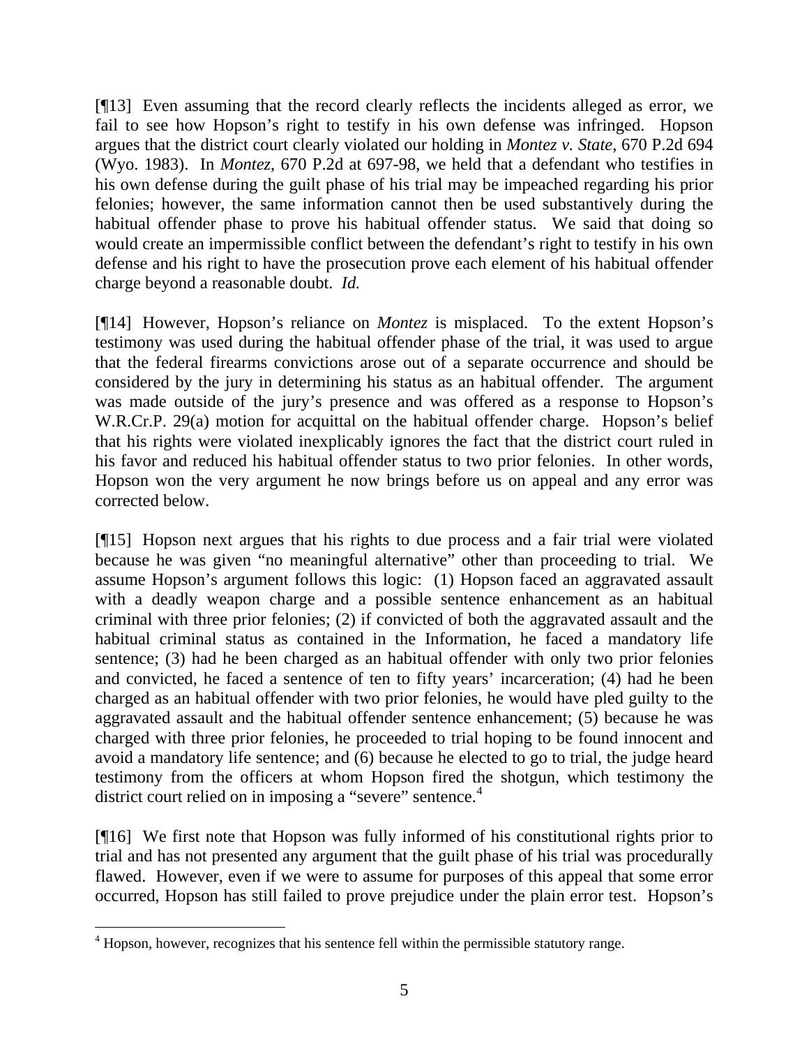[¶13] Even assuming that the record clearly reflects the incidents alleged as error, we fail to see how Hopson's right to testify in his own defense was infringed. Hopson argues that the district court clearly violated our holding in *Montez v. State*, 670 P.2d 694 (Wyo. 1983). In *Montez*, 670 P.2d at 697-98, we held that a defendant who testifies in his own defense during the guilt phase of his trial may be impeached regarding his prior felonies; however, the same information cannot then be used substantively during the habitual offender phase to prove his habitual offender status. We said that doing so would create an impermissible conflict between the defendant's right to testify in his own defense and his right to have the prosecution prove each element of his habitual offender charge beyond a reasonable doubt. *Id.*

[¶14] However, Hopson's reliance on *Montez* is misplaced. To the extent Hopson's testimony was used during the habitual offender phase of the trial, it was used to argue that the federal firearms convictions arose out of a separate occurrence and should be considered by the jury in determining his status as an habitual offender. The argument was made outside of the jury's presence and was offered as a response to Hopson's W.R.Cr.P. 29(a) motion for acquittal on the habitual offender charge. Hopson's belief that his rights were violated inexplicably ignores the fact that the district court ruled in his favor and reduced his habitual offender status to two prior felonies. In other words, Hopson won the very argument he now brings before us on appeal and any error was corrected below.

[¶15] Hopson next argues that his rights to due process and a fair trial were violated because he was given "no meaningful alternative" other than proceeding to trial. We assume Hopson's argument follows this logic: (1) Hopson faced an aggravated assault with a deadly weapon charge and a possible sentence enhancement as an habitual criminal with three prior felonies; (2) if convicted of both the aggravated assault and the habitual criminal status as contained in the Information, he faced a mandatory life sentence; (3) had he been charged as an habitual offender with only two prior felonies and convicted, he faced a sentence of ten to fifty years' incarceration; (4) had he been charged as an habitual offender with two prior felonies, he would have pled guilty to the aggravated assault and the habitual offender sentence enhancement; (5) because he was charged with three prior felonies, he proceeded to trial hoping to be found innocent and avoid a mandatory life sentence; and (6) because he elected to go to trial, the judge heard testimony from the officers at whom Hopson fired the shotgun, which testimony the district court relied on in imposing a "severe" sentence.[4]

[¶16] We first note that Hopson was fully informed of his constitutional rights prior to trial and has not presented any argument that the guilt phase of his trial was procedurally flawed. However, even if we were to assume for purposes of this appeal that some error occurred, Hopson has still failed to prove prejudice under the plain error test. Hopson's

[4] Hopson, however, recognizes that his sentence fell within the permissible statutory range.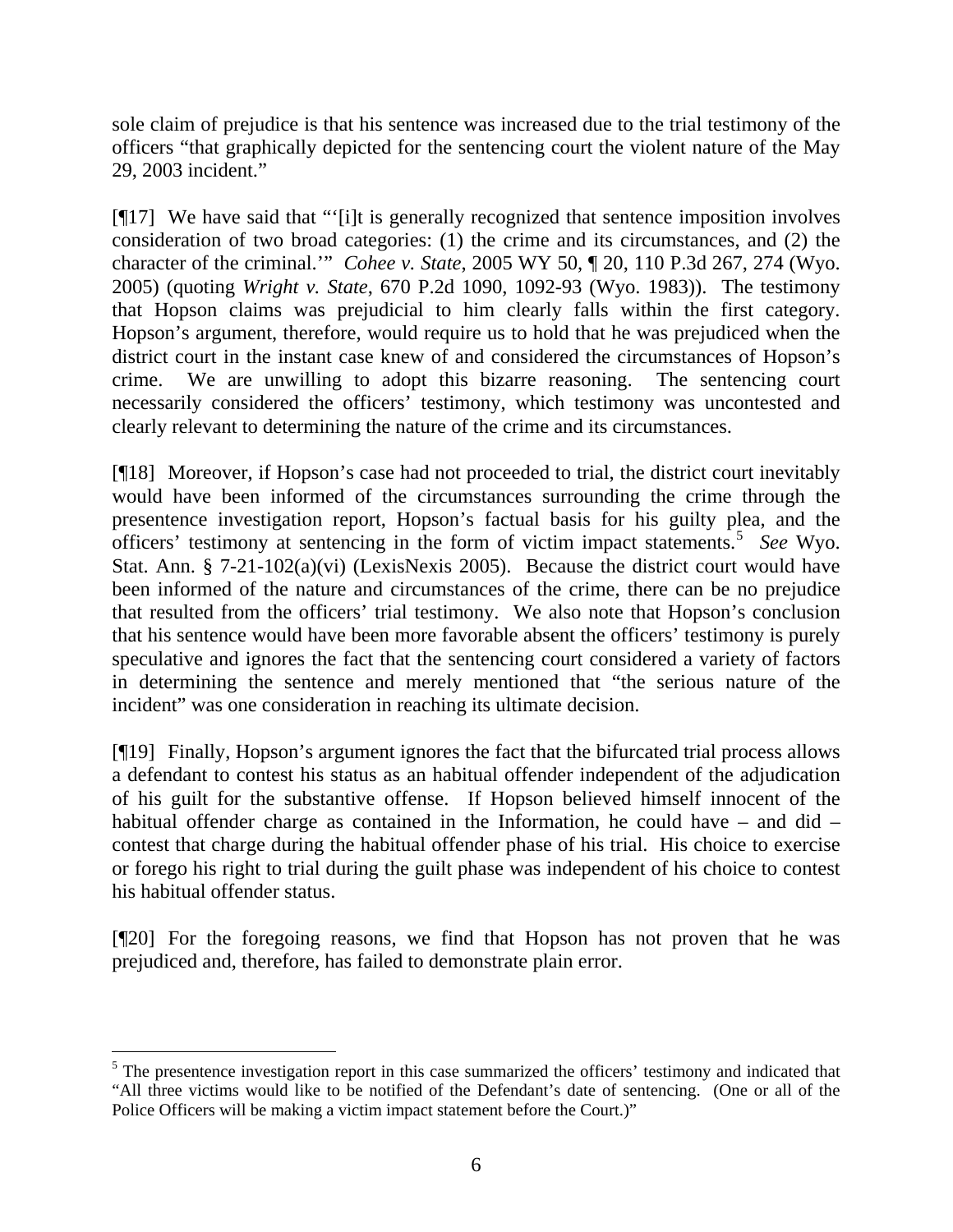sole claim of prejudice is that his sentence was increased due to the trial testimony of the officers "that graphically depicted for the sentencing court the violent nature of the May 29, 2003 incident."

[¶17] We have said that "'[i]t is generally recognized that sentence imposition involves consideration of two broad categories: (1) the crime and its circumstances, and (2) the character of the criminal.'" *Cohee v. State*, 2005 WY 50, ¶ 20, 110 P.3d 267, 274 (Wyo. 2005) (quoting *Wright v. State*, 670 P.2d 1090, 1092-93 (Wyo. 1983)). The testimony that Hopson claims was prejudicial to him clearly falls within the first category. Hopson's argument, therefore, would require us to hold that he was prejudiced when the district court in the instant case knew of and considered the circumstances of Hopson's crime. We are unwilling to adopt this bizarre reasoning. The sentencing court necessarily considered the officers' testimony, which testimony was uncontested and clearly relevant to determining the nature of the crime and its circumstances.

[¶18] Moreover, if Hopson's case had not proceeded to trial, the district court inevitably would have been informed of the circumstances surrounding the crime through the presentence investigation report, Hopson's factual basis for his guilty plea, and the officers' testimony at sentencing in the form of victim impact statements.[5] *See* Wyo. Stat. Ann. § 7-21-102(a)(vi) (LexisNexis 2005). Because the district court would have been informed of the nature and circumstances of the crime, there can be no prejudice that resulted from the officers' trial testimony. We also note that Hopson's conclusion that his sentence would have been more favorable absent the officers' testimony is purely speculative and ignores the fact that the sentencing court considered a variety of factors in determining the sentence and merely mentioned that "the serious nature of the incident" was one consideration in reaching its ultimate decision.

[¶19] Finally, Hopson's argument ignores the fact that the bifurcated trial process allows a defendant to contest his status as an habitual offender independent of the adjudication of his guilt for the substantive offense. If Hopson believed himself innocent of the habitual offender charge as contained in the Information, he could have – and did – contest that charge during the habitual offender phase of his trial. His choice to exercise or forego his right to trial during the guilt phase was independent of his choice to contest his habitual offender status.

[¶20] For the foregoing reasons, we find that Hopson has not proven that he was prejudiced and, therefore, has failed to demonstrate plain error.

---

[5] The presentence investigation report in this case summarized the officers' testimony and indicated that "All three victims would like to be notified of the Defendant's date of sentencing. (One or all of the Police Officers will be making a victim impact statement before the Court.)"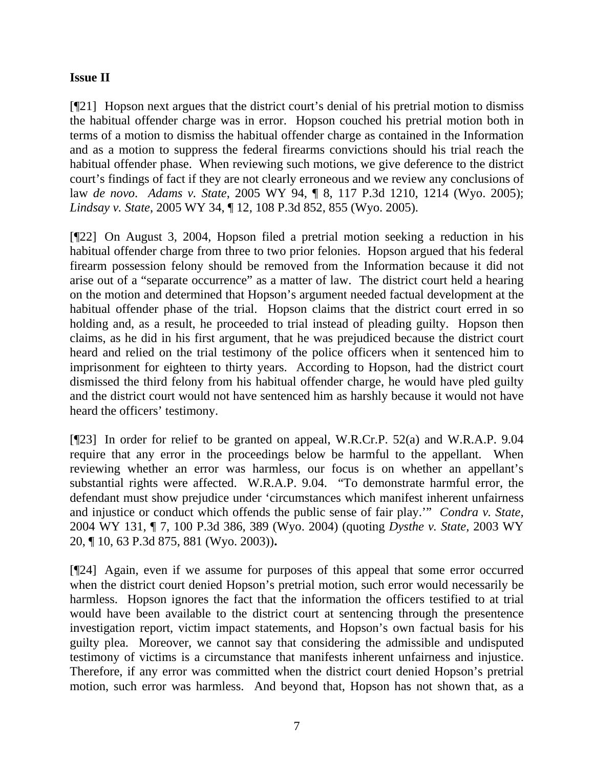**Issue II**

[¶21] Hopson next argues that the district court's denial of his pretrial motion to dismiss the habitual offender charge was in error. Hopson couched his pretrial motion both in terms of a motion to dismiss the habitual offender charge as contained in the Information and as a motion to suppress the federal firearms convictions should his trial reach the habitual offender phase. When reviewing such motions, we give deference to the district court's findings of fact if they are not clearly erroneous and we review any conclusions of law *de novo*. *Adams v. State*, 2005 WY 94, ¶ 8, 117 P.3d 1210, 1214 (Wyo. 2005); *Lindsay v. State*, 2005 WY 34, ¶ 12, 108 P.3d 852, 855 (Wyo. 2005).

[¶22] On August 3, 2004, Hopson filed a pretrial motion seeking a reduction in his habitual offender charge from three to two prior felonies. Hopson argued that his federal firearm possession felony should be removed from the Information because it did not arise out of a "separate occurrence" as a matter of law. The district court held a hearing on the motion and determined that Hopson's argument needed factual development at the habitual offender phase of the trial. Hopson claims that the district court erred in so holding and, as a result, he proceeded to trial instead of pleading guilty. Hopson then claims, as he did in his first argument, that he was prejudiced because the district court heard and relied on the trial testimony of the police officers when it sentenced him to imprisonment for eighteen to thirty years. According to Hopson, had the district court dismissed the third felony from his habitual offender charge, he would have pled guilty and the district court would not have sentenced him as harshly because it would not have heard the officers' testimony.

[¶23] In order for relief to be granted on appeal, W.R.Cr.P. 52(a) and W.R.A.P. 9.04 require that any error in the proceedings below be harmful to the appellant. When reviewing whether an error was harmless, our focus is on whether an appellant's substantial rights were affected. W.R.A.P. 9.04. "To demonstrate harmful error, the defendant must show prejudice under 'circumstances which manifest inherent unfairness and injustice or conduct which offends the public sense of fair play.'" *Condra v. State*, 2004 WY 131, ¶ 7, 100 P.3d 386, 389 (Wyo. 2004) (quoting *Dysthe v. State*, 2003 WY 20, ¶ 10, 63 P.3d 875, 881 (Wyo. 2003))**.**

[¶24] Again, even if we assume for purposes of this appeal that some error occurred when the district court denied Hopson's pretrial motion, such error would necessarily be harmless. Hopson ignores the fact that the information the officers testified to at trial would have been available to the district court at sentencing through the presentence investigation report, victim impact statements, and Hopson's own factual basis for his guilty plea. Moreover, we cannot say that considering the admissible and undisputed testimony of victims is a circumstance that manifests inherent unfairness and injustice. Therefore, if any error was committed when the district court denied Hopson's pretrial motion, such error was harmless. And beyond that, Hopson has not shown that, as a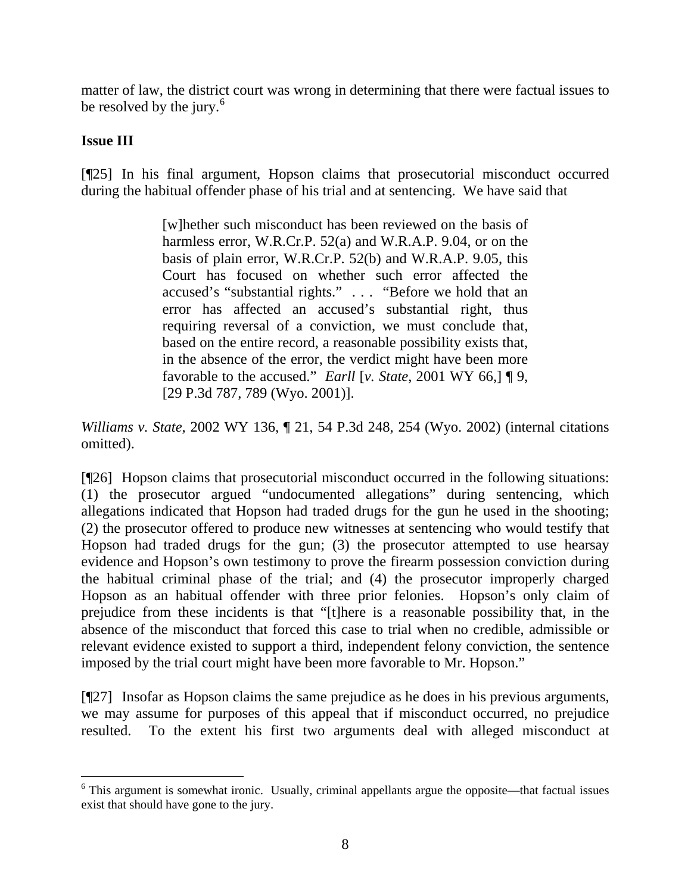matter of law, the district court was wrong in determining that there were factual issues to be resolved by the jury.[6]

**Issue III**

[¶25] In his final argument, Hopson claims that prosecutorial misconduct occurred during the habitual offender phase of his trial and at sentencing. We have said that

> [w]hether such misconduct has been reviewed on the basis of harmless error, W.R.Cr.P. 52(a) and W.R.A.P. 9.04, or on the basis of plain error, W.R.Cr.P. 52(b) and W.R.A.P. 9.05, this Court has focused on whether such error affected the accused's "substantial rights." . . . "Before we hold that an error has affected an accused's substantial right, thus requiring reversal of a conviction, we must conclude that, based on the entire record, a reasonable possibility exists that, in the absence of the error, the verdict might have been more favorable to the accused." *Earll* [*v. State*, 2001 WY 66,] ¶ 9, [29 P.3d 787, 789 (Wyo. 2001)].

*Williams v. State*, 2002 WY 136, ¶ 21, 54 P.3d 248, 254 (Wyo. 2002) (internal citations omitted).

[¶26] Hopson claims that prosecutorial misconduct occurred in the following situations: (1) the prosecutor argued "undocumented allegations" during sentencing, which allegations indicated that Hopson had traded drugs for the gun he used in the shooting; (2) the prosecutor offered to produce new witnesses at sentencing who would testify that Hopson had traded drugs for the gun; (3) the prosecutor attempted to use hearsay evidence and Hopson's own testimony to prove the firearm possession conviction during the habitual criminal phase of the trial; and (4) the prosecutor improperly charged Hopson as an habitual offender with three prior felonies. Hopson's only claim of prejudice from these incidents is that "[t]here is a reasonable possibility that, in the absence of the misconduct that forced this case to trial when no credible, admissible or relevant evidence existed to support a third, independent felony conviction, the sentence imposed by the trial court might have been more favorable to Mr. Hopson."

[¶27] Insofar as Hopson claims the same prejudice as he does in his previous arguments, we may assume for purposes of this appeal that if misconduct occurred, no prejudice resulted. To the extent his first two arguments deal with alleged misconduct at

[6] This argument is somewhat ironic. Usually, criminal appellants argue the opposite—that factual issues exist that should have gone to the jury.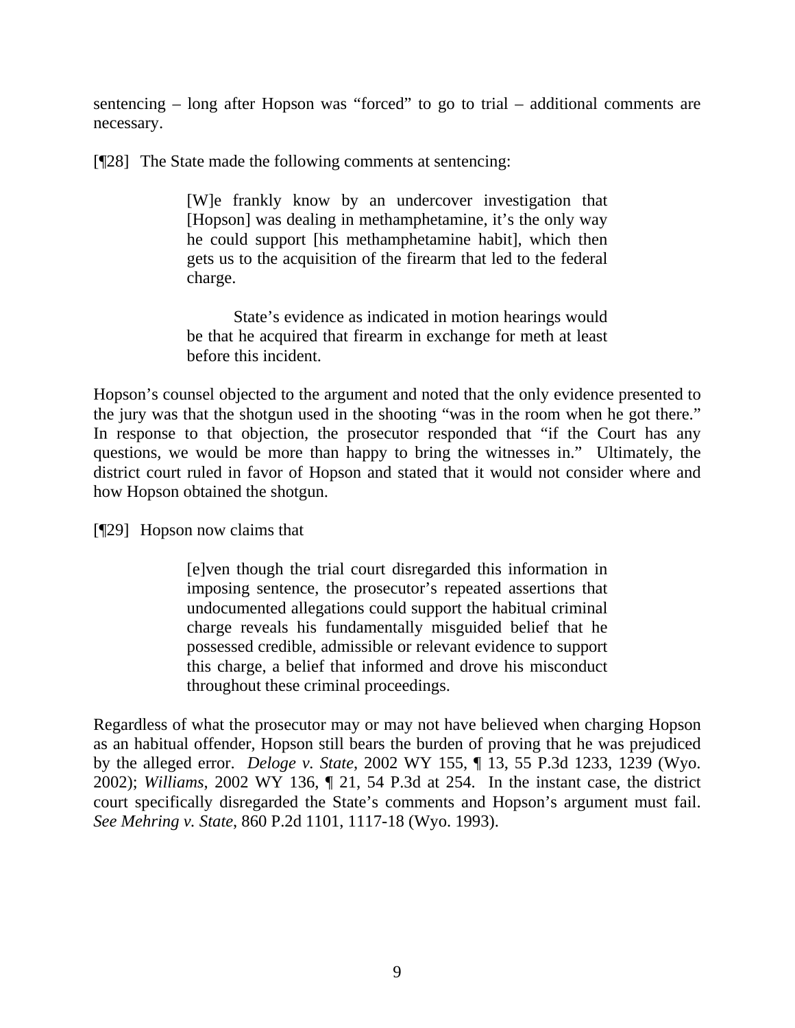sentencing – long after Hopson was "forced" to go to trial – additional comments are necessary.

[¶28] The State made the following comments at sentencing:

> [W]e frankly know by an undercover investigation that [Hopson] was dealing in methamphetamine, it's the only way he could support [his methamphetamine habit], which then gets us to the acquisition of the firearm that led to the federal charge.
>
> State's evidence as indicated in motion hearings would be that he acquired that firearm in exchange for meth at least before this incident.

Hopson's counsel objected to the argument and noted that the only evidence presented to the jury was that the shotgun used in the shooting "was in the room when he got there." In response to that objection, the prosecutor responded that "if the Court has any questions, we would be more than happy to bring the witnesses in." Ultimately, the district court ruled in favor of Hopson and stated that it would not consider where and how Hopson obtained the shotgun.

[¶29] Hopson now claims that

> [e]ven though the trial court disregarded this information in imposing sentence, the prosecutor's repeated assertions that undocumented allegations could support the habitual criminal charge reveals his fundamentally misguided belief that he possessed credible, admissible or relevant evidence to support this charge, a belief that informed and drove his misconduct throughout these criminal proceedings.

Regardless of what the prosecutor may or may not have believed when charging Hopson as an habitual offender, Hopson still bears the burden of proving that he was prejudiced by the alleged error. *Deloge v. State*, 2002 WY 155, ¶ 13, 55 P.3d 1233, 1239 (Wyo. 2002); *Williams*, 2002 WY 136, ¶ 21, 54 P.3d at 254. In the instant case, the district court specifically disregarded the State's comments and Hopson's argument must fail. *See Mehring v. State*, 860 P.2d 1101, 1117-18 (Wyo. 1993).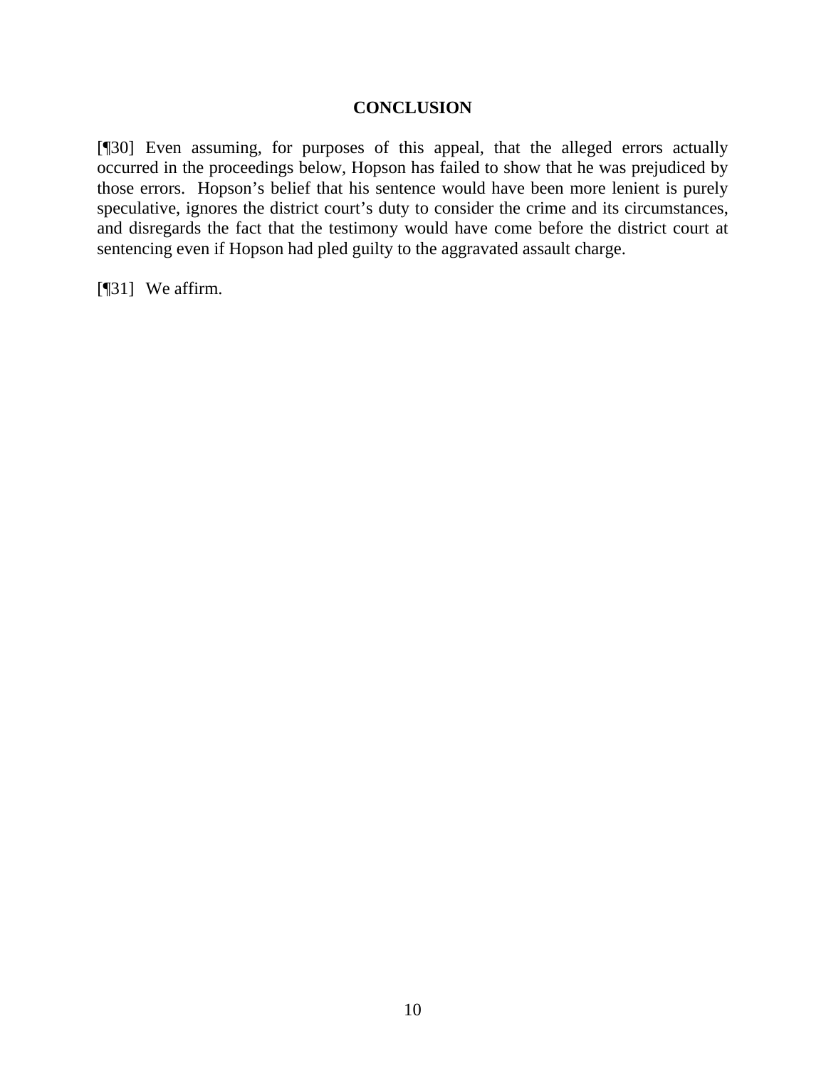## CONCLUSION

[¶30] Even assuming, for purposes of this appeal, that the alleged errors actually occurred in the proceedings below, Hopson has failed to show that he was prejudiced by those errors. Hopson's belief that his sentence would have been more lenient is purely speculative, ignores the district court's duty to consider the crime and its circumstances, and disregards the fact that the testimony would have come before the district court at sentencing even if Hopson had pled guilty to the aggravated assault charge.

[¶31] We affirm.